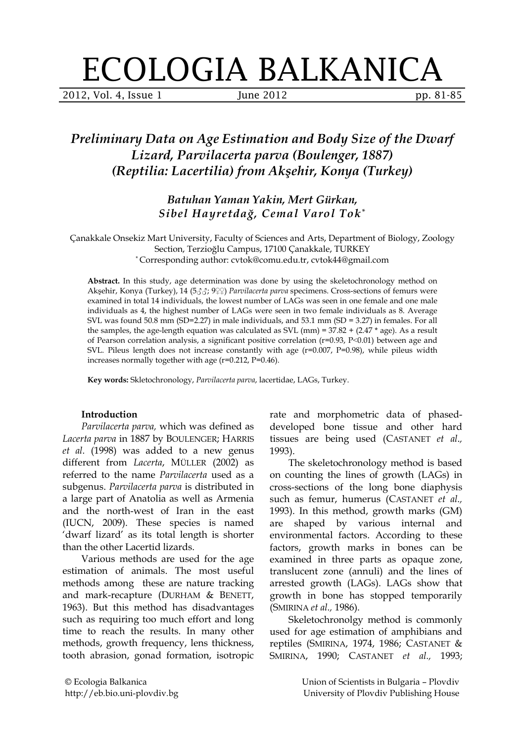# ECOLOGIA BALKANICA

## *Preliminary Data on Age Estimation and Body Size of the Dwarf Lizard, Parvilacerta parva (Boulenger, 1887) (Reptilia: Lacertilia) from Akşehir, Konya (Turkey)*

***Batuhan Yaman Yakin, Mert Gürkan, Sibel Hayretdağ, Cemal Varol Tok****

Çanakkale Onsekiz Mart University, Faculty of Sciences and Arts, Department of Biology, Zoology Section, Terzioğlu Campus, 17100 Çanakkale, TURKEY
* Corresponding author: cvtok@comu.edu.tr, cvtok44@gmail.com

**Abstract.** In this study, age determination was done by using the skeletochronology method on Akşehir, Konya (Turkey), 14 (5♂♂; 9♀♀) *Parvilacerta parva* specimens. Cross-sections of femurs were examined in total 14 individuals, the lowest number of LAGs was seen in one female and one male individuals as 4, the highest number of LAGs were seen in two female individuals as 8. Average SVL was found 50.8 mm (SD=2.27) in male individuals, and 53.1 mm (SD = 3.27) in females. For all the samples, the age-length equation was calculated as SVL (mm) = 37.82 + (2.47 * age). As a result of Pearson correlation analysis, a significant positive correlation ($r=0.93$, $P<0.01$) between age and SVL. Pileus length does not increase constantly with age ($r=0.007$, $P=0.98$), while pileus width increases normally together with age ($r=0.212$, $P=0.46$).

**Key words:** Skletochronology, *Parvilacerta parva*, lacertidae, LAGs, Turkey.

### Introduction

*Parvilacerta parva,* which was defined as *Lacerta parva* in 1887 by BOULENGER; HARRIS *et al.* (1998) was added to a new genus different from *Lacerta*, MÜLLER (2002) as referred to the name *Parvilacerta* used as a subgenus. *Parvilacerta parva* is distributed in a large part of Anatolia as well as Armenia and the north-west of Iran in the east (IUCN, 2009). These species is named 'dwarf lizard' as its total length is shorter than the other Lacertid lizards.

Various methods are used for the age estimation of animals. The most useful methods among these are nature tracking and mark-recapture (DURHAM & BENETT, 1963). But this method has disadvantages such as requiring too much effort and long time to reach the results. In many other methods, growth frequency, lens thickness, tooth abrasion, gonad formation, isotropic rate and morphometric data of phased-developed bone tissue and other hard tissues are being used (CASTANET *et al.,* 1993).

The skeletochronology method is based on counting the lines of growth (LAGs) in cross-sections of the long bone diaphysis such as femur, humerus (CASTANET *et al.,* 1993). In this method, growth marks (GM) are shaped by various internal and environmental factors. According to these factors, growth marks in bones can be examined in three parts as opaque zone, translucent zone (annuli) and the lines of arrested growth (LAGs). LAGs show that growth in bone has stopped temporarily (SMIRINA *et al.,* 1986).

Skeletochronolgy method is commonly used for age estimation of amphibians and reptiles (SMIRINA, 1974, 1986; CASTANET & SMIRINA, 1990; CASTANET *et al.,* 1993;

© Ecologia Balkanica
http://eb.bio.uni-plovdiv.bg

Union of Scientists in Bulgaria – Plovdiv
University of Plovdiv Publishing House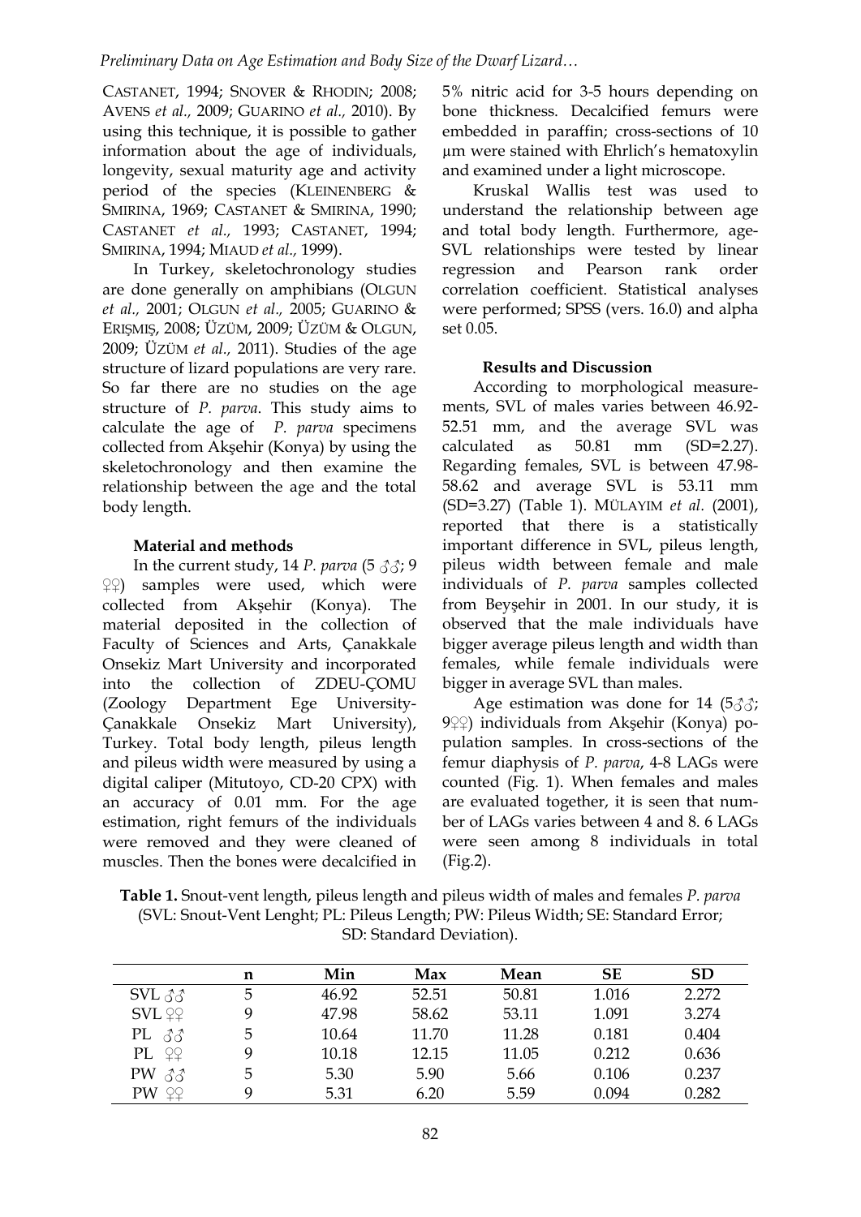CASTANET, 1994; SNOVER & RHODIN; 2008; AVENS *et al.,* 2009; GUARINO *et al.,* 2010). By using this technique, it is possible to gather information about the age of individuals, longevity, sexual maturity age and activity period of the species (KLEINENBERG & SMIRINA, 1969; CASTANET & SMIRINA, 1990; CASTANET *et al.,* 1993; CASTANET, 1994; SMIRINA, 1994; MIAUD *et al.,* 1999).

In Turkey, skeletochronology studies are done generally on amphibians (OLGUN *et al.,* 2001; OLGUN *et al.,* 2005; GUARINO & ERIŞMIŞ, 2008; ÜZÜM, 2009; ÜZÜM & OLGUN, 2009; ÜZÜM *et al.,* 2011). Studies of the age structure of lizard populations are very rare. So far there are no studies on the age structure of *P. parva*. This study aims to calculate the age of *P. parva* specimens collected from Akşehir (Konya) by using the skeletochronology and then examine the relationship between the age and the total body length.

**Material and methods**

In the current study, 14 *P. parva* (5 ♂♂; 9 ♀♀) samples were used, which were collected from Akşehir (Konya). The material deposited in the collection of Faculty of Sciences and Arts, Çanakkale Onsekiz Mart University and incorporated into the collection of ZDEU-ÇOMU (Zoology Department Ege University-Çanakkale Onsekiz Mart University), Turkey. Total body length, pileus length and pileus width were measured by using a digital caliper (Mitutoyo, CD-20 CPX) with an accuracy of 0.01 mm. For the age estimation, right femurs of the individuals were removed and they were cleaned of muscles. Then the bones were decalcified in 5% nitric acid for 3-5 hours depending on bone thickness. Decalcified femurs were embedded in paraffin; cross-sections of 10 µm were stained with Ehrlich's hematoxylin and examined under a light microscope.

Kruskal Wallis test was used to understand the relationship between age and total body length. Furthermore, age-SVL relationships were tested by linear regression and Pearson rank order correlation coefficient. Statistical analyses were performed; SPSS (vers. 16.0) and alpha set 0.05.

**Results and Discussion**

According to morphological measurements, SVL of males varies between 46.92-52.51 mm, and the average SVL was calculated as 50.81 mm (SD=2.27). Regarding females, SVL is between 47.98-58.62 and average SVL is 53.11 mm (SD=3.27) (Table 1). MÜLAYIM *et al.* (2001), reported that there is a statistically important difference in SVL, pileus length, pileus width between female and male individuals of *P. parva* samples collected from Beyşehir in 2001. In our study, it is observed that the male individuals have bigger average pileus length and width than females, while female individuals were bigger in average SVL than males.

Age estimation was done for 14 (5♂♂; 9♀♀) individuals from Akşehir (Konya) population samples. In cross-sections of the femur diaphysis of *P. parva*, 4-8 LAGs were counted (Fig. 1). When females and males are evaluated together, it is seen that number of LAGs varies between 4 and 8. 6 LAGs were seen among 8 individuals in total (Fig.2).

**Table 1.** Snout-vent length, pileus length and pileus width of males and females *P. parva* (SVL: Snout-Vent Lenght; PL: Pileus Length; PW: Pileus Width; SE: Standard Error; SD: Standard Deviation).

| | n | Min | Max | Mean | SE | SD |
|---|---|---|---|---|---|---|
| SVL ♂♂ | 5 | 46.92 | 52.51 | 50.81 | 1.016 | 2.272 |
| SVL ♀♀ | 9 | 47.98 | 58.62 | 53.11 | 1.091 | 3.274 |
| PL ♂♂ | 5 | 10.64 | 11.70 | 11.28 | 0.181 | 0.404 |
| PL ♀♀ | 9 | 10.18 | 12.15 | 11.05 | 0.212 | 0.636 |
| PW ♂♂ | 5 | 5.30 | 5.90 | 5.66 | 0.106 | 0.237 |
| PW ♀♀ | 9 | 5.31 | 6.20 | 5.59 | 0.094 | 0.282 |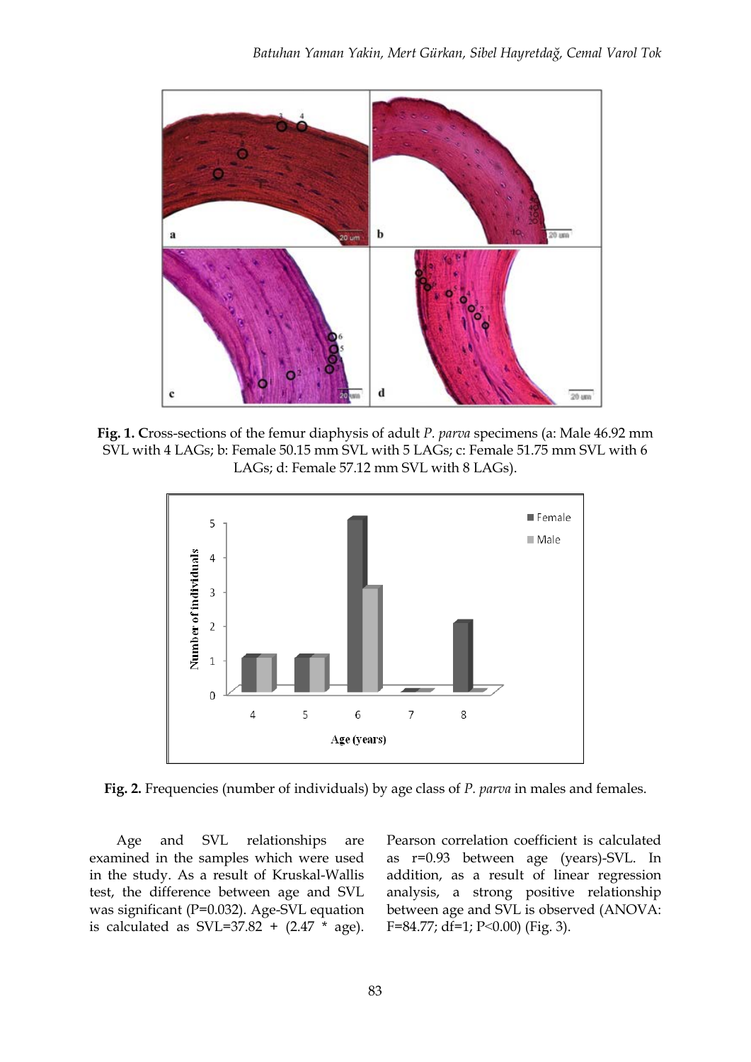**Fig. 1. C**ross-sections of the femur diaphysis of adult *P. parva* specimens (a: Male 46.92 mm SVL with 4 LAGs; b: Female 50.15 mm SVL with 5 LAGs; c: Female 51.75 mm SVL with 6 LAGs; d: Female 57.12 mm SVL with 8 LAGs).

**Fig. 2.** Frequencies (number of individuals) by age class of *P. parva* in males and females.

Age and SVL relationships are examined in the samples which were used in the study. As a result of Kruskal-Wallis test, the difference between age and SVL was significant (P=0.032). Age-SVL equation is calculated as SVL=37.82 + (2.47 * age). Pearson correlation coefficient is calculated as r=0.93 between age (years)-SVL. In addition, as a result of linear regression analysis, a strong positive relationship between age and SVL is observed (ANOVA: F=84.77; df=1; P<0.00) (Fig. 3).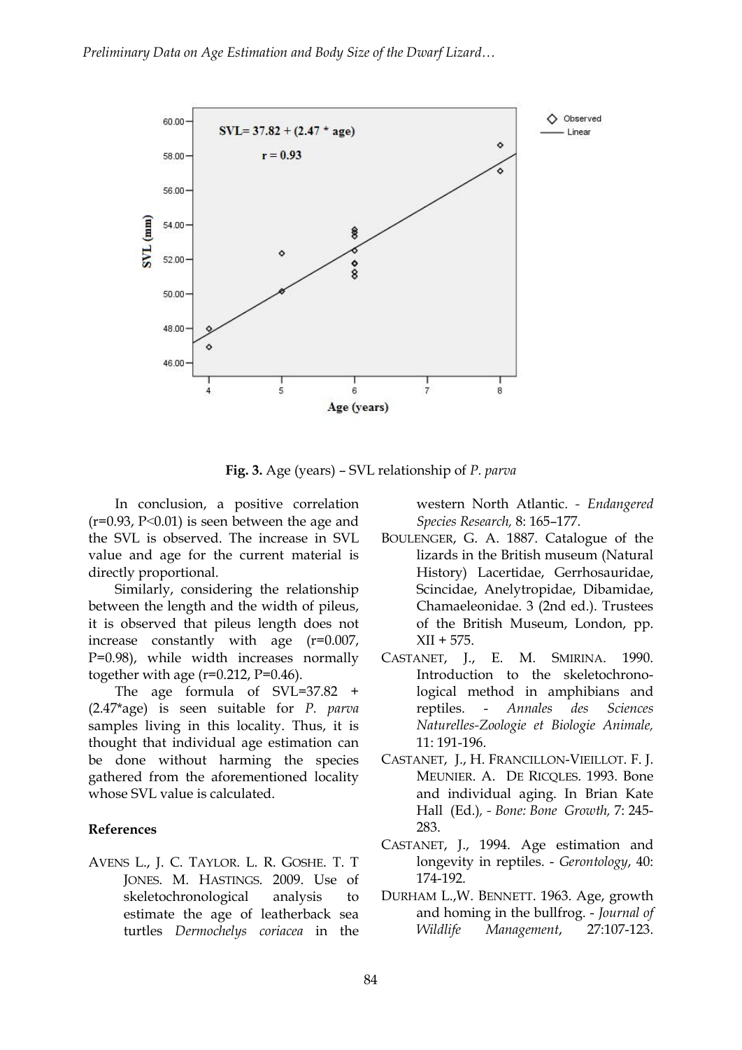Fig. 3. Age (years) – SVL relationship of *P. parva*

In conclusion, a positive correlation ($r=0.93$, $P<0.01$) is seen between the age and the SVL is observed. The increase in SVL value and age for the current material is directly proportional.

Similarly, considering the relationship between the length and the width of pileus, it is observed that pileus length does not increase constantly with age ($r=0.007$, $P=0.98$), while width increases normally together with age ($r=0.212$, $P=0.46$).

The age formula of $SVL=37.82 + (2.47*age)$ is seen suitable for *P. parva* samples living in this locality. Thus, it is thought that individual age estimation can be done without harming the species gathered from the aforementioned locality whose SVL value is calculated.

## References

AVENS L., J. C. TAYLOR. L. R. GOSHE. T. T JONES. M. HASTINGS. 2009. Use of skeletochronological analysis to estimate the age of leatherback sea turtles *Dermochelys coriacea* in the western North Atlantic. - *Endangered Species Research,* 8: 165–177.

BOULENGER, G. A. 1887. Catalogue of the lizards in the British museum (Natural History) Lacertidae, Gerrhosauridae, Scincidae, Anelytropidae, Dibamidae, Chamaeleonidae. 3 (2nd ed.). Trustees of the British Museum, London, pp. XII + 575.

CASTANET, J., E. M. SMIRINA. 1990. Introduction to the skeletochronological method in amphibians and reptiles. - *Annales des Sciences Naturelles-Zoologie et Biologie Animale,* 11: 191-196.

CASTANET, J., H. FRANCILLON-VIEILLOT. F. J. MEUNIER. A. DE RICQLES. 1993. Bone and individual aging. In Brian Kate Hall (Ed.), - *Bone: Bone Growth,* 7: 245-283.

CASTANET, J., 1994. Age estimation and longevity in reptiles. - *Gerontology*, 40: 174-192.

DURHAM L.,W. BENNETT. 1963. Age, growth and homing in the bullfrog. - *Journal of Wildlife Management*, 27:107-123.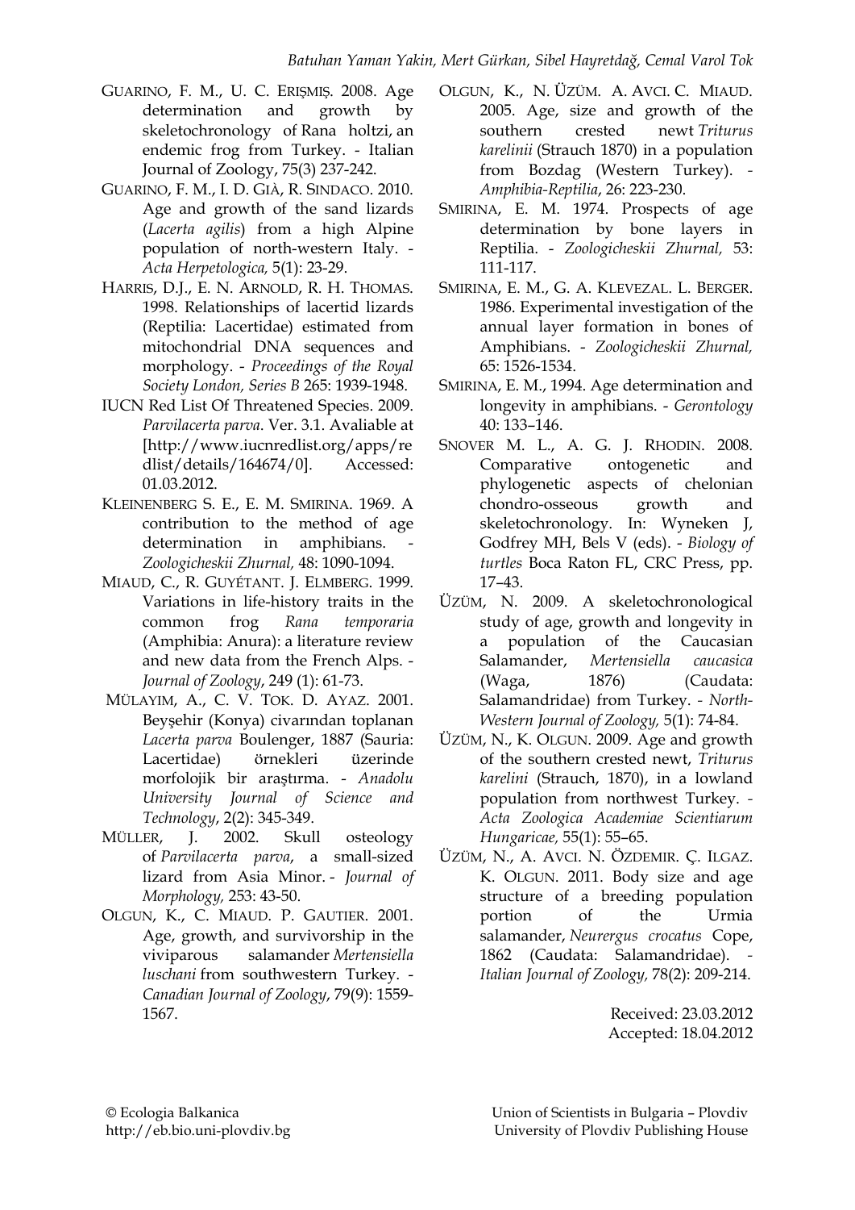GUARINO, F. M., U. C. ERIŞMIŞ. 2008. Age determination and growth by skeletochronology of Rana holtzi, an endemic frog from Turkey. - Italian Journal of Zoology, 75(3) 237-242.

GUARINO, F. M., I. D. GIÀ, R. SINDACO. 2010. Age and growth of the sand lizards (*Lacerta agilis*) from a high Alpine population of north-western Italy. - *Acta Herpetologica,* 5(1): 23-29.

HARRIS, D.J., E. N. ARNOLD, R. H. THOMAS. 1998. Relationships of lacertid lizards (Reptilia: Lacertidae) estimated from mitochondrial DNA sequences and morphology. - *Proceedings of the Royal Society London, Series B* 265: 1939-1948.

IUCN Red List Of Threatened Species. 2009. *Parvilacerta parva*. Ver. 3.1. Avaliable at [http://www.iucnredlist.org/apps/redlist/details/164674/0]. Accessed: 01.03.2012.

KLEINENBERG S. E., E. M. SMIRINA. 1969. A contribution to the method of age determination in amphibians. - *Zoologicheskii Zhurnal,* 48: 1090-1094.

MIAUD, C., R. GUYÉTANT. J. ELMBERG. 1999. Variations in life-history traits in the common frog *Rana temporaria* (Amphibia: Anura): a literature review and new data from the French Alps. - *Journal of Zoology*, 249 (1): 61-73.

MÜLAYIM, A., C. V. TOK. D. AYAZ. 2001. Beyşehir (Konya) civarından toplanan *Lacerta parva* Boulenger, 1887 (Sauria: Lacertidae) örnekleri üzerinde morfolojik bir araştırma. - *Anadolu University Journal of Science and Technology*, 2(2): 345-349.

MÜLLER, J. 2002. Skull osteology of *Parvilacerta parva*, a small-sized lizard from Asia Minor. - *Journal of Morphology,* 253: 43-50.

OLGUN, K., C. MIAUD. P. GAUTIER. 2001. Age, growth, and survivorship in the viviparous salamander *Mertensiella luschani* from southwestern Turkey. - *Canadian Journal of Zoology*, 79(9): 1559-1567.

OLGUN, K., N. ÜZÜM. A. AVCI. C. MIAUD. 2005. Age, size and growth of the southern crested newt *Triturus karelinii* (Strauch 1870) in a population from Bozdag (Western Turkey). - *Amphibia-Reptilia*, 26: 223-230.

SMIRINA, E. M. 1974. Prospects of age determination by bone layers in Reptilia. - *Zoologicheskii Zhurnal,* 53: 111-117.

SMIRINA, E. M., G. A. KLEVEZAL. L. BERGER. 1986. Experimental investigation of the annual layer formation in bones of Amphibians. - *Zoologicheskii Zhurnal,* 65: 1526-1534.

SMIRINA, E. M., 1994. Age determination and longevity in amphibians. - *Gerontology* 40: 133–146.

SNOVER M. L., A. G. J. RHODIN. 2008. Comparative ontogenetic and phylogenetic aspects of chelonian chondro-osseous growth and skeletochronology. In: Wyneken J, Godfrey MH, Bels V (eds). - *Biology of turtles* Boca Raton FL, CRC Press, pp. 17–43.

ÜZÜM, N. 2009. A skeletochronological study of age, growth and longevity in a population of the Caucasian Salamander, *Mertensiella caucasica* (Waga, 1876) (Caudata: Salamandridae) from Turkey. - *North-Western Journal of Zoology,* 5(1): 74-84.

ÜZÜM, N., K. OLGUN. 2009. Age and growth of the southern crested newt, *Triturus karelini* (Strauch, 1870), in a lowland population from northwest Turkey. - *Acta Zoologica Academiae Scientiarum Hungaricae,* 55(1): 55–65.

ÜZÜM, N., A. AVCI. N. ÖZDEMIR. Ç. ILGAZ. K. OLGUN. 2011. Body size and age structure of a breeding population portion of the Urmia salamander, *Neurergus crocatus* Cope, 1862 (Caudata: Salamandridae). - *Italian Journal of Zoology,* 78(2): 209-214.

Received: 23.03.2012
Accepted: 18.04.2012